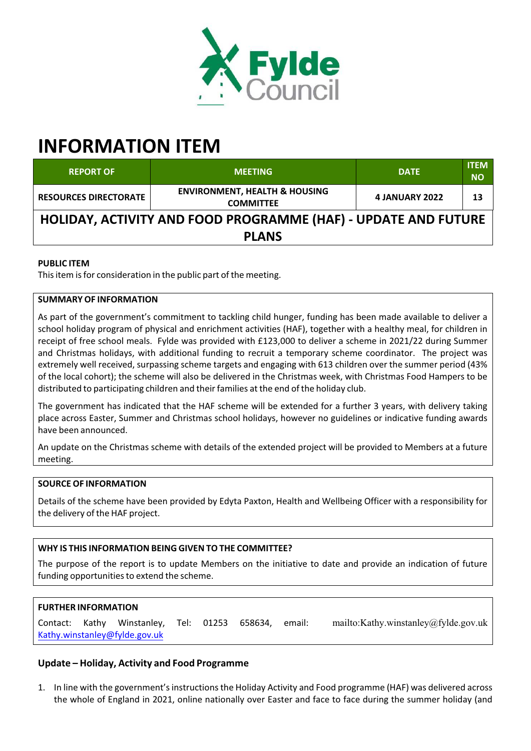# INFORMATION ITEM

| REPORT OF | MEETING | DATE | ITEM NO |
|---|---|---|---|
| RESOURCES DIRECTORATE | ENVIRONMENT, HEALTH & HOUSING COMMITTEE | 4 JANUARY 2022 | 13 |

## HOLIDAY, ACTIVITY AND FOOD PROGRAMME (HAF) - UPDATE AND FUTURE PLANS

**PUBLIC ITEM**

This item is for consideration in the public part of the meeting.

**SUMMARY OF INFORMATION**

As part of the government's commitment to tackling child hunger, funding has been made available to deliver a school holiday program of physical and enrichment activities (HAF), together with a healthy meal, for children in receipt of free school meals. Fylde was provided with £123,000 to deliver a scheme in 2021/22 during Summer and Christmas holidays, with additional funding to recruit a temporary scheme coordinator. The project was extremely well received, surpassing scheme targets and engaging with 613 children over the summer period (43% of the local cohort); the scheme will also be delivered in the Christmas week, with Christmas Food Hampers to be distributed to participating children and their families at the end of the holiday club.

The government has indicated that the HAF scheme will be extended for a further 3 years, with delivery taking place across Easter, Summer and Christmas school holidays, however no guidelines or indicative funding awards have been announced.

An update on the Christmas scheme with details of the extended project will be provided to Members at a future meeting.

**SOURCE OF INFORMATION**

Details of the scheme have been provided by Edyta Paxton, Health and Wellbeing Officer with a responsibility for the delivery of the HAF project.

**WHY IS THIS INFORMATION BEING GIVEN TO THE COMMITTEE?**

The purpose of the report is to update Members on the initiative to date and provide an indication of future funding opportunities to extend the scheme.

**FURTHER INFORMATION**

Contact: Kathy Winstanley, Tel: 01253 658634, email: mailto:Kathy.winstanley@fylde.gov.uk Kathy.winstanley@fylde.gov.uk

### Update – Holiday, Activity and Food Programme

1. In line with the government's instructions the Holiday Activity and Food programme (HAF) was delivered across the whole of England in 2021, online nationally over Easter and face to face during the summer holiday (and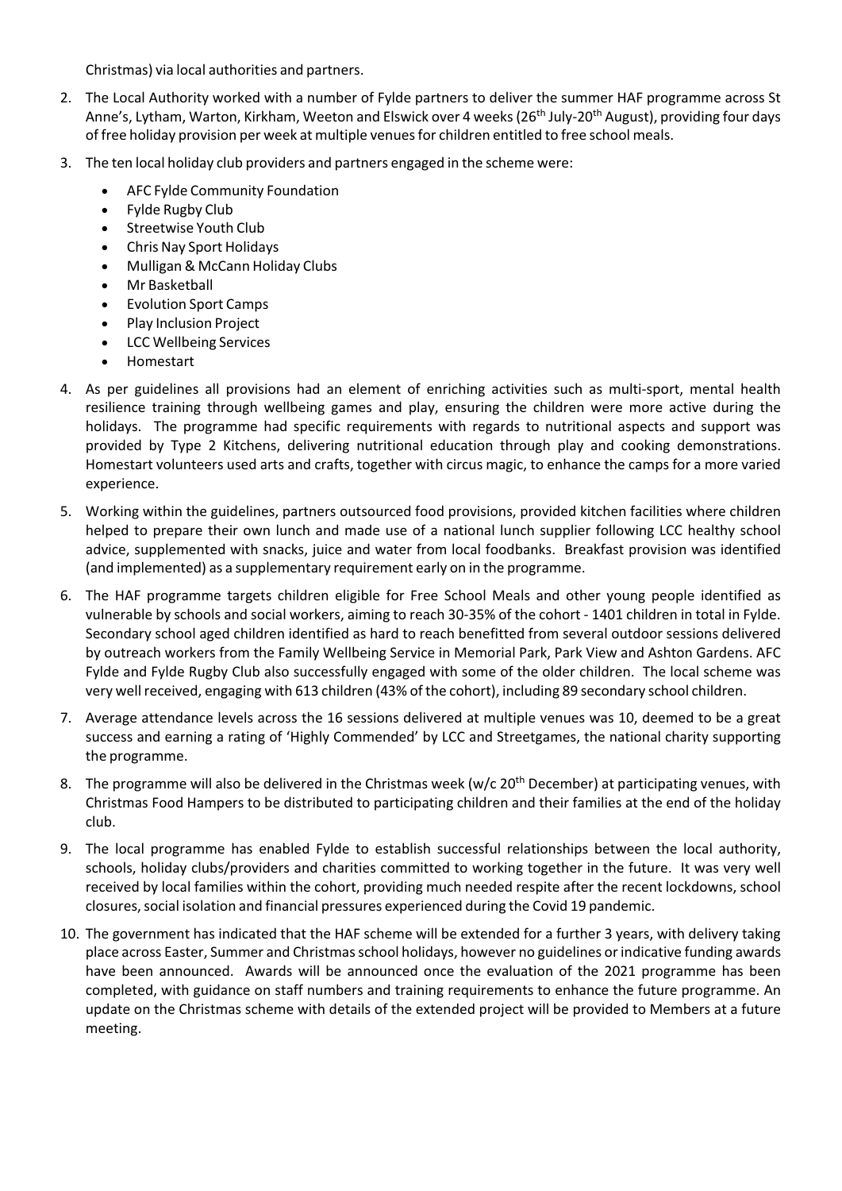Christmas) via local authorities and partners.

2. The Local Authority worked with a number of Fylde partners to deliver the summer HAF programme across St Anne's, Lytham, Warton, Kirkham, Weeton and Elswick over 4 weeks (26th July-20th August), providing four days of free holiday provision per week at multiple venues for children entitled to free school meals.

3. The ten local holiday club providers and partners engaged in the scheme were:

   - AFC Fylde Community Foundation
   - Fylde Rugby Club
   - Streetwise Youth Club
   - Chris Nay Sport Holidays
   - Mulligan & McCann Holiday Clubs
   - Mr Basketball
   - Evolution Sport Camps
   - Play Inclusion Project
   - LCC Wellbeing Services
   - Homestart

4. As per guidelines all provisions had an element of enriching activities such as multi-sport, mental health resilience training through wellbeing games and play, ensuring the children were more active during the holidays. The programme had specific requirements with regards to nutritional aspects and support was provided by Type 2 Kitchens, delivering nutritional education through play and cooking demonstrations. Homestart volunteers used arts and crafts, together with circus magic, to enhance the camps for a more varied experience.

5. Working within the guidelines, partners outsourced food provisions, provided kitchen facilities where children helped to prepare their own lunch and made use of a national lunch supplier following LCC healthy school advice, supplemented with snacks, juice and water from local foodbanks. Breakfast provision was identified (and implemented) as a supplementary requirement early on in the programme.

6. The HAF programme targets children eligible for Free School Meals and other young people identified as vulnerable by schools and social workers, aiming to reach 30-35% of the cohort - 1401 children in total in Fylde. Secondary school aged children identified as hard to reach benefitted from several outdoor sessions delivered by outreach workers from the Family Wellbeing Service in Memorial Park, Park View and Ashton Gardens. AFC Fylde and Fylde Rugby Club also successfully engaged with some of the older children. The local scheme was very well received, engaging with 613 children (43% of the cohort), including 89 secondary school children.

7. Average attendance levels across the 16 sessions delivered at multiple venues was 10, deemed to be a great success and earning a rating of 'Highly Commended' by LCC and Streetgames, the national charity supporting the programme.

8. The programme will also be delivered in the Christmas week (w/c 20th December) at participating venues, with Christmas Food Hampers to be distributed to participating children and their families at the end of the holiday club.

9. The local programme has enabled Fylde to establish successful relationships between the local authority, schools, holiday clubs/providers and charities committed to working together in the future. It was very well received by local families within the cohort, providing much needed respite after the recent lockdowns, school closures, social isolation and financial pressures experienced during the Covid 19 pandemic.

10. The government has indicated that the HAF scheme will be extended for a further 3 years, with delivery taking place across Easter, Summer and Christmas school holidays, however no guidelines or indicative funding awards have been announced. Awards will be announced once the evaluation of the 2021 programme has been completed, with guidance on staff numbers and training requirements to enhance the future programme. An update on the Christmas scheme with details of the extended project will be provided to Members at a future meeting.